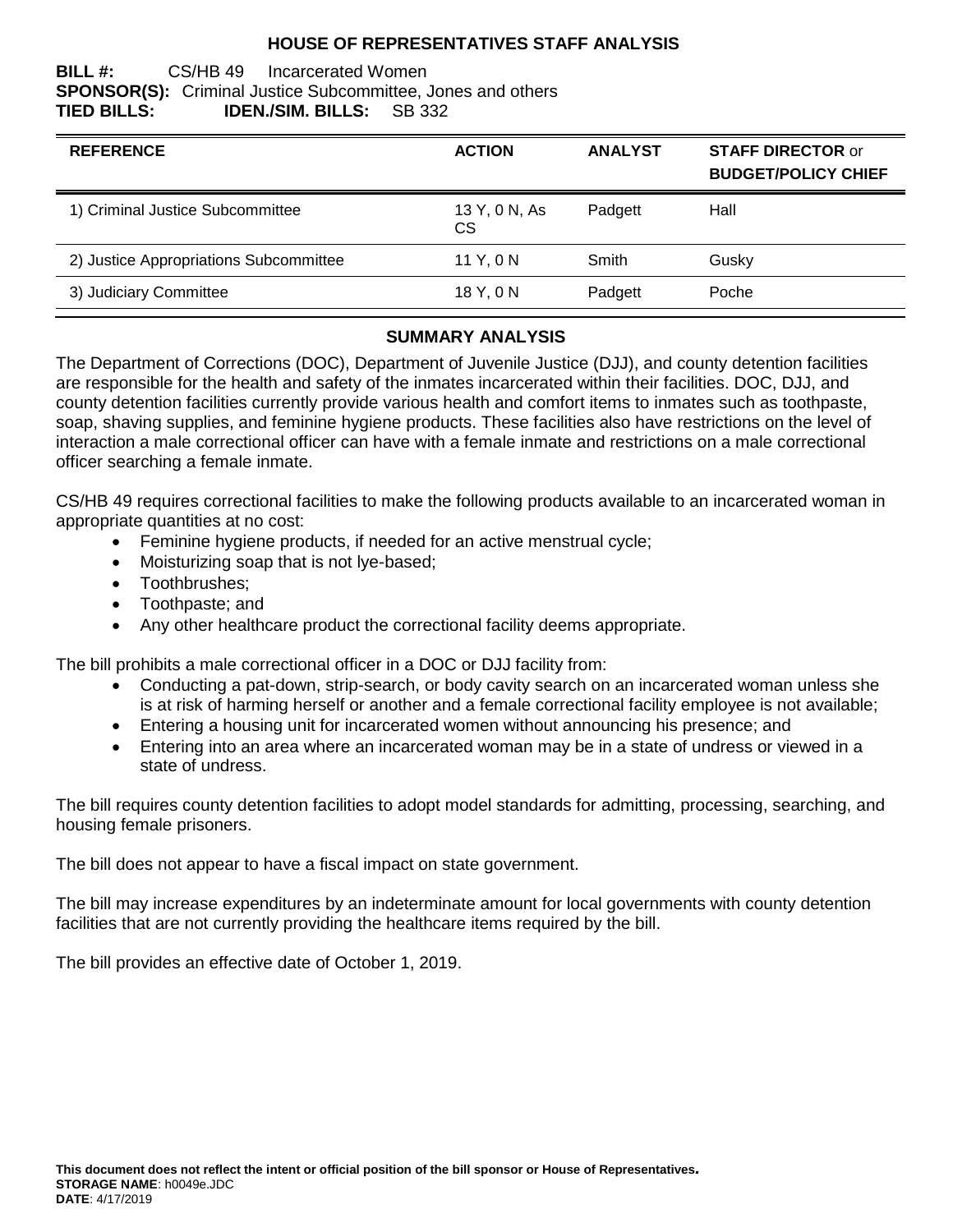# HOUSE OF REPRESENTATIVES STAFF ANALYSIS

**BILL #:** CS/HB 49 Incarcerated Women
**SPONSOR(S):** Criminal Justice Subcommittee, Jones and others
**TIED BILLS:** **IDEN./SIM. BILLS:** SB 332

| REFERENCE | ACTION | ANALYST | STAFF DIRECTOR or BUDGET/POLICY CHIEF |
|---|---|---|---|
| 1) Criminal Justice Subcommittee | 13 Y, 0 N, As CS | Padgett | Hall |
| 2) Justice Appropriations Subcommittee | 11 Y, 0 N | Smith | Gusky |
| 3) Judiciary Committee | 18 Y, 0 N | Padgett | Poche |

## SUMMARY ANALYSIS

The Department of Corrections (DOC), Department of Juvenile Justice (DJJ), and county detention facilities are responsible for the health and safety of the inmates incarcerated within their facilities. DOC, DJJ, and county detention facilities currently provide various health and comfort items to inmates such as toothpaste, soap, shaving supplies, and feminine hygiene products. These facilities also have restrictions on the level of interaction a male correctional officer can have with a female inmate and restrictions on a male correctional officer searching a female inmate.

CS/HB 49 requires correctional facilities to make the following products available to an incarcerated woman in appropriate quantities at no cost:

- Feminine hygiene products, if needed for an active menstrual cycle;
- Moisturizing soap that is not lye-based;
- Toothbrushes;
- Toothpaste; and
- Any other healthcare product the correctional facility deems appropriate.

The bill prohibits a male correctional officer in a DOC or DJJ facility from:

- Conducting a pat-down, strip-search, or body cavity search on an incarcerated woman unless she is at risk of harming herself or another and a female correctional facility employee is not available;
- Entering a housing unit for incarcerated women without announcing his presence; and
- Entering into an area where an incarcerated woman may be in a state of undress or viewed in a state of undress.

The bill requires county detention facilities to adopt model standards for admitting, processing, searching, and housing female prisoners.

The bill does not appear to have a fiscal impact on state government.

The bill may increase expenditures by an indeterminate amount for local governments with county detention facilities that are not currently providing the healthcare items required by the bill.

The bill provides an effective date of October 1, 2019.

**This document does not reflect the intent or official position of the bill sponsor or House of Representatives.**
**STORAGE NAME**: h0049e.JDC
**DATE**: 4/17/2019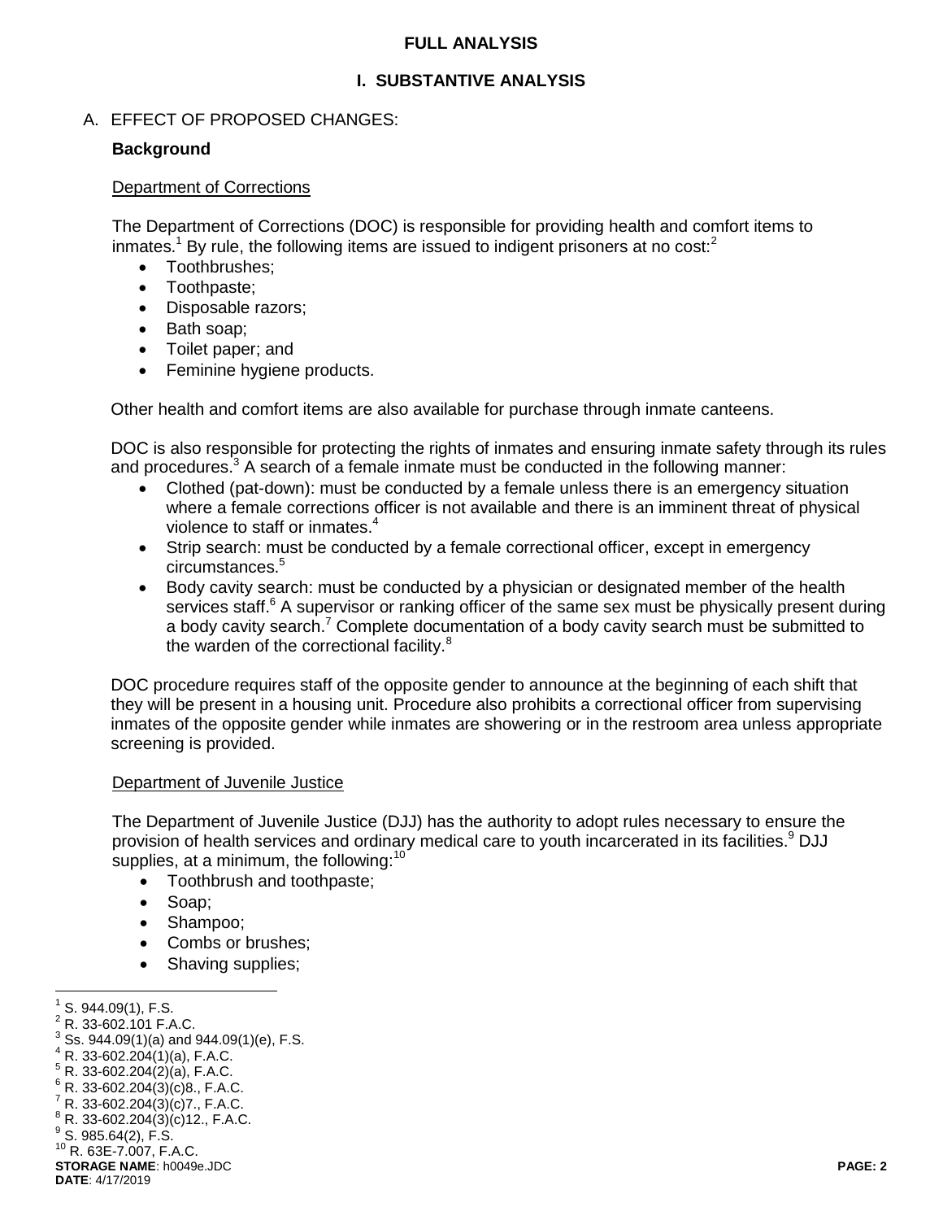## FULL ANALYSIS

### I. SUBSTANTIVE ANALYSIS

A. EFFECT OF PROPOSED CHANGES:

**Background**

Department of Corrections

The Department of Corrections (DOC) is responsible for providing health and comfort items to inmates.[1] By rule, the following items are issued to indigent prisoners at no cost:[2]

- Toothbrushes;
- Toothpaste;
- Disposable razors;
- Bath soap;
- Toilet paper; and
- Feminine hygiene products.

Other health and comfort items are also available for purchase through inmate canteens.

DOC is also responsible for protecting the rights of inmates and ensuring inmate safety through its rules and procedures.[3] A search of a female inmate must be conducted in the following manner:

- Clothed (pat-down): must be conducted by a female unless there is an emergency situation where a female corrections officer is not available and there is an imminent threat of physical violence to staff or inmates.[4]
- Strip search: must be conducted by a female correctional officer, except in emergency circumstances.[5]
- Body cavity search: must be conducted by a physician or designated member of the health services staff.[6] A supervisor or ranking officer of the same sex must be physically present during a body cavity search.[7] Complete documentation of a body cavity search must be submitted to the warden of the correctional facility.[8]

DOC procedure requires staff of the opposite gender to announce at the beginning of each shift that they will be present in a housing unit. Procedure also prohibits a correctional officer from supervising inmates of the opposite gender while inmates are showering or in the restroom area unless appropriate screening is provided.

Department of Juvenile Justice

The Department of Juvenile Justice (DJJ) has the authority to adopt rules necessary to ensure the provision of health services and ordinary medical care to youth incarcerated in its facilities.[9] DJJ supplies, at a minimum, the following:[10]

- Toothbrush and toothpaste;
- Soap;
- Shampoo;
- Combs or brushes;
- Shaving supplies;

---

[1] S. 944.09(1), F.S.
[2] R. 33-602.101 F.A.C.
[3] Ss. 944.09(1)(a) and 944.09(1)(e), F.S.
[4] R. 33-602.204(1)(a), F.A.C.
[5] R. 33-602.204(2)(a), F.A.C.
[6] R. 33-602.204(3)(c)8., F.A.C.
[7] R. 33-602.204(3)(c)7., F.A.C.
[8] R. 33-602.204(3)(c)12., F.A.C.
[9] S. 985.64(2), F.S.
[10] R. 63E-7.007, F.A.C.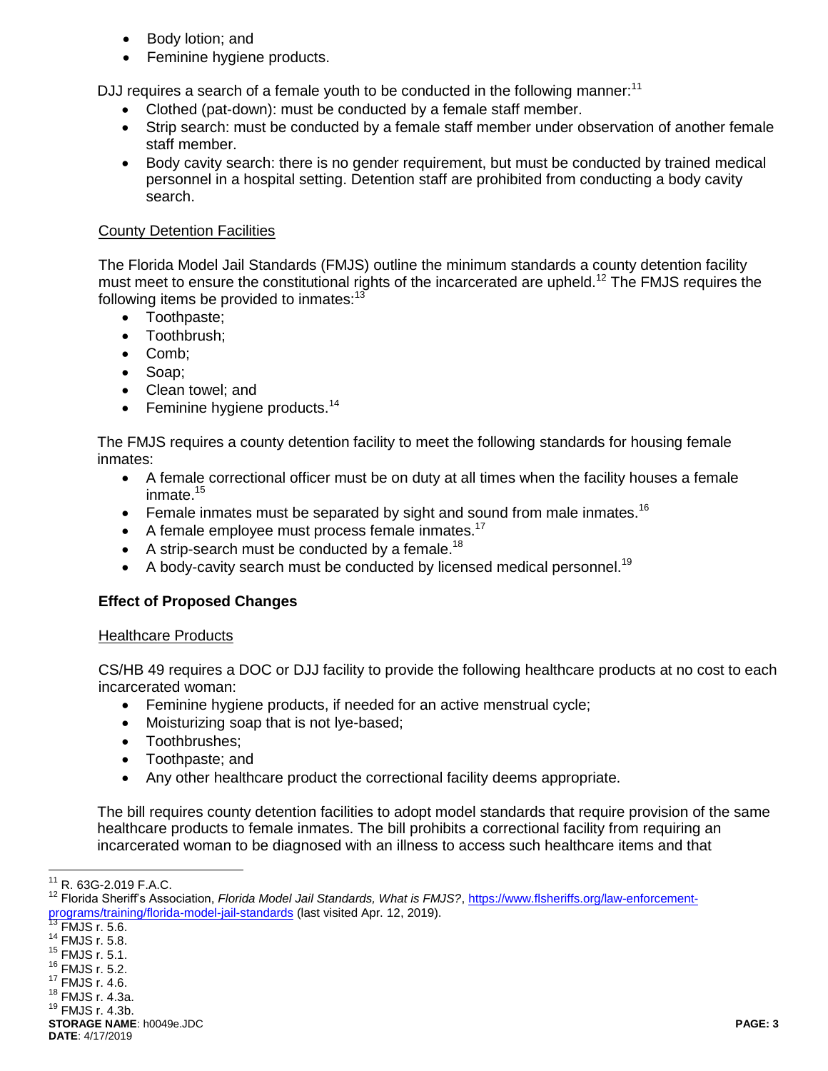- Body lotion; and
- Feminine hygiene products.

DJJ requires a search of a female youth to be conducted in the following manner:[11]

- Clothed (pat-down): must be conducted by a female staff member.
- Strip search: must be conducted by a female staff member under observation of another female staff member.
- Body cavity search: there is no gender requirement, but must be conducted by trained medical personnel in a hospital setting. Detention staff are prohibited from conducting a body cavity search.

County Detention Facilities

The Florida Model Jail Standards (FMJS) outline the minimum standards a county detention facility must meet to ensure the constitutional rights of the incarcerated are upheld.[12] The FMJS requires the following items be provided to inmates:[13]

- Toothpaste;
- Toothbrush;
- Comb;
- Soap;
- Clean towel; and
- Feminine hygiene products.[14]

The FMJS requires a county detention facility to meet the following standards for housing female inmates:

- A female correctional officer must be on duty at all times when the facility houses a female inmate.[15]
- Female inmates must be separated by sight and sound from male inmates.[16]
- A female employee must process female inmates.[17]
- A strip-search must be conducted by a female.[18]
- A body-cavity search must be conducted by licensed medical personnel.[19]

**Effect of Proposed Changes**

Healthcare Products

CS/HB 49 requires a DOC or DJJ facility to provide the following healthcare products at no cost to each incarcerated woman:

- Feminine hygiene products, if needed for an active menstrual cycle;
- Moisturizing soap that is not lye-based;
- Toothbrushes;
- Toothpaste; and
- Any other healthcare product the correctional facility deems appropriate.

The bill requires county detention facilities to adopt model standards that require provision of the same healthcare products to female inmates. The bill prohibits a correctional facility from requiring an incarcerated woman to be diagnosed with an illness to access such healthcare items and that

---

[11] R. 63G-2.019 F.A.C.

[12] Florida Sheriff's Association, *Florida Model Jail Standards, What is FMJS?*, https://www.flsheriffs.org/law-enforcement-programs/training/florida-model-jail-standards (last visited Apr. 12, 2019).

[13] FMJS r. 5.6.

[14] FMJS r. 5.8.

[15] FMJS r. 5.1.

[16] FMJS r. 5.2.

[17] FMJS r. 4.6.

[18] FMJS r. 4.3a.

[19] FMJS r. 4.3b.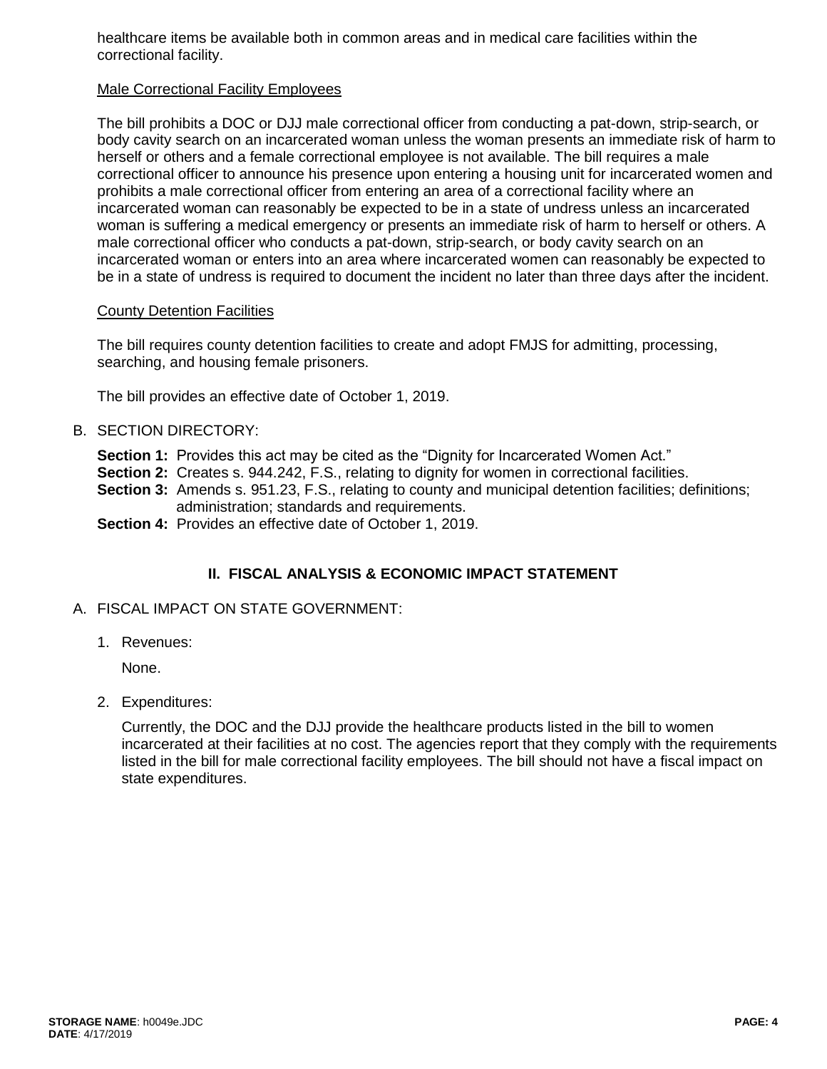healthcare items be available both in common areas and in medical care facilities within the correctional facility.

Male Correctional Facility Employees

The bill prohibits a DOC or DJJ male correctional officer from conducting a pat-down, strip-search, or body cavity search on an incarcerated woman unless the woman presents an immediate risk of harm to herself or others and a female correctional employee is not available. The bill requires a male correctional officer to announce his presence upon entering a housing unit for incarcerated women and prohibits a male correctional officer from entering an area of a correctional facility where an incarcerated woman can reasonably be expected to be in a state of undress unless an incarcerated woman is suffering a medical emergency or presents an immediate risk of harm to herself or others. A male correctional officer who conducts a pat-down, strip-search, or body cavity search on an incarcerated woman or enters into an area where incarcerated women can reasonably be expected to be in a state of undress is required to document the incident no later than three days after the incident.

County Detention Facilities

The bill requires county detention facilities to create and adopt FMJS for admitting, processing, searching, and housing female prisoners.

The bill provides an effective date of October 1, 2019.

B. SECTION DIRECTORY:

**Section 1:** Provides this act may be cited as the "Dignity for Incarcerated Women Act."
**Section 2:** Creates s. 944.242, F.S., relating to dignity for women in correctional facilities.
**Section 3:** Amends s. 951.23, F.S., relating to county and municipal detention facilities; definitions; administration; standards and requirements.
**Section 4:** Provides an effective date of October 1, 2019.

## II. FISCAL ANALYSIS & ECONOMIC IMPACT STATEMENT

A. FISCAL IMPACT ON STATE GOVERNMENT:

1. Revenues:

   None.

2. Expenditures:

   Currently, the DOC and the DJJ provide the healthcare products listed in the bill to women incarcerated at their facilities at no cost. The agencies report that they comply with the requirements listed in the bill for male correctional facility employees. The bill should not have a fiscal impact on state expenditures.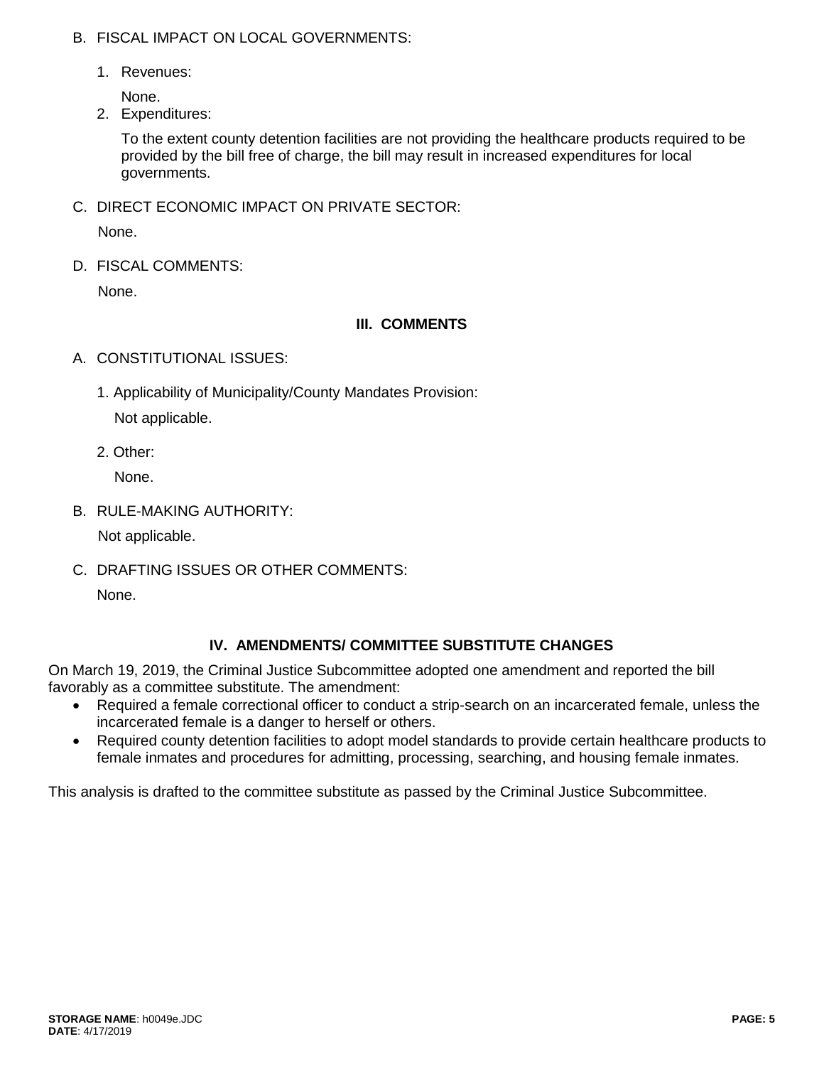B. FISCAL IMPACT ON LOCAL GOVERNMENTS:

1. Revenues:

   None.

2. Expenditures:

   To the extent county detention facilities are not providing the healthcare products required to be provided by the bill free of charge, the bill may result in increased expenditures for local governments.

C. DIRECT ECONOMIC IMPACT ON PRIVATE SECTOR:

None.

D. FISCAL COMMENTS:

None.

## III. COMMENTS

A. CONSTITUTIONAL ISSUES:

1. Applicability of Municipality/County Mandates Provision:

   Not applicable.

2. Other:

   None.

B. RULE-MAKING AUTHORITY:

Not applicable.

C. DRAFTING ISSUES OR OTHER COMMENTS:

None.

## IV. AMENDMENTS/ COMMITTEE SUBSTITUTE CHANGES

On March 19, 2019, the Criminal Justice Subcommittee adopted one amendment and reported the bill favorably as a committee substitute. The amendment:

- Required a female correctional officer to conduct a strip-search on an incarcerated female, unless the incarcerated female is a danger to herself or others.
- Required county detention facilities to adopt model standards to provide certain healthcare products to female inmates and procedures for admitting, processing, searching, and housing female inmates.

This analysis is drafted to the committee substitute as passed by the Criminal Justice Subcommittee.